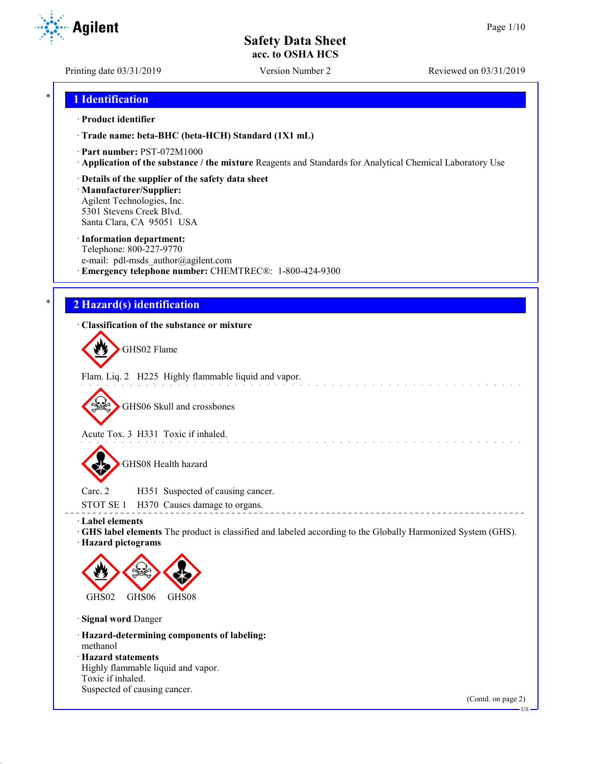# Safety Data Sheet
## acc. to OSHA HCS

Printing date 03/31/2019 | Version Number 2 | Reviewed on 03/31/2019

## 1 Identification

· **Product identifier**

· **Trade name: beta-BHC (beta-HCH) Standard (1X1 mL)**

· **Part number:** PST-072M1000

· **Application of the substance / the mixture** Reagents and Standards for Analytical Chemical Laboratory Use

· **Details of the supplier of the safety data sheet**

· **Manufacturer/Supplier:**
Agilent Technologies, Inc.
5301 Stevens Creek Blvd.
Santa Clara, CA 95051 USA

· **Information department:**
Telephone: 800-227-9770
e-mail: pdl-msds_author@agilent.com

· **Emergency telephone number:** CHEMTREC®: 1-800-424-9300

## 2 Hazard(s) identification

· **Classification of the substance or mixture**

GHS02 Flame

Flam. Liq. 2 H225 Highly flammable liquid and vapor.

GHS06 Skull and crossbones

Acute Tox. 3 H331 Toxic if inhaled.

GHS08 Health hazard

Carc. 2 H351 Suspected of causing cancer.
STOT SE 1 H370 Causes damage to organs.

· **Label elements**

· **GHS label elements** The product is classified and labeled according to the Globally Harmonized System (GHS).

· **Hazard pictograms**

GHS02 GHS06 GHS08

· **Signal word** Danger

· **Hazard-determining components of labeling:**
methanol

· **Hazard statements**
Highly flammable liquid and vapor.
Toxic if inhaled.
Suspected of causing cancer.

(Contd. on page 2)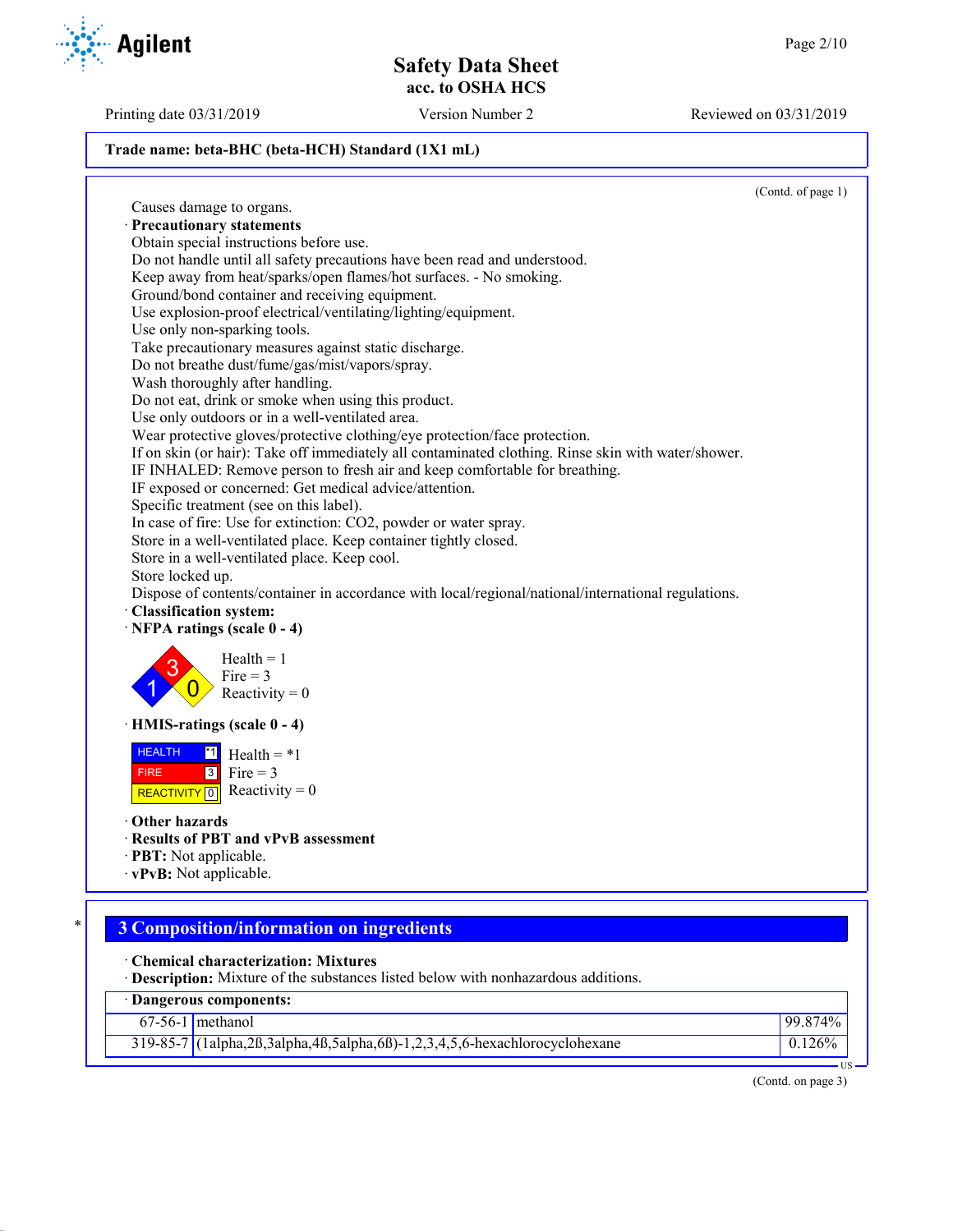**Trade name: beta-BHC (beta-HCH) Standard (1X1 mL)**

(Contd. of page 1)

Causes damage to organs.

· **Precautionary statements**

Obtain special instructions before use.
Do not handle until all safety precautions have been read and understood.
Keep away from heat/sparks/open flames/hot surfaces. - No smoking.
Ground/bond container and receiving equipment.
Use explosion-proof electrical/ventilating/lighting/equipment.
Use only non-sparking tools.
Take precautionary measures against static discharge.
Do not breathe dust/fume/gas/mist/vapors/spray.
Wash thoroughly after handling.
Do not eat, drink or smoke when using this product.
Use only outdoors or in a well-ventilated area.
Wear protective gloves/protective clothing/eye protection/face protection.
If on skin (or hair): Take off immediately all contaminated clothing. Rinse skin with water/shower.
IF INHALED: Remove person to fresh air and keep comfortable for breathing.
IF exposed or concerned: Get medical advice/attention.
Specific treatment (see on this label).
In case of fire: Use for extinction: $CO_2$, powder or water spray.
Store in a well-ventilated place. Keep container tightly closed.
Store in a well-ventilated place. Keep cool.
Store locked up.
Dispose of contents/container in accordance with local/regional/national/international regulations.

· **Classification system:**

· **NFPA ratings (scale 0 - 4)**

Health = 1
Fire = 3
Reactivity = 0

· **HMIS-ratings (scale 0 - 4)**

| | | |
|---|---|---|
| HEALTH | *1 | Health = *1 |
| FIRE | 3 | Fire = 3 |
| REACTIVITY | 0 | Reactivity = 0 |

· **Other hazards**

· **Results of PBT and vPvB assessment**

· **PBT:** Not applicable.

· **vPvB:** Not applicable.

## 3 Composition/information on ingredients

· **Chemical characterization: Mixtures**

· **Description:** Mixture of the substances listed below with nonhazardous additions.

| · Dangerous components: | | |
|---|---|---|
| 67-56-1 | methanol | 99.874% |
| 319-85-7 | (1alpha,2ß,3alpha,4ß,5alpha,6ß)-1,2,3,4,5,6-hexachlorocyclohexane | 0.126% |

(Contd. on page 3)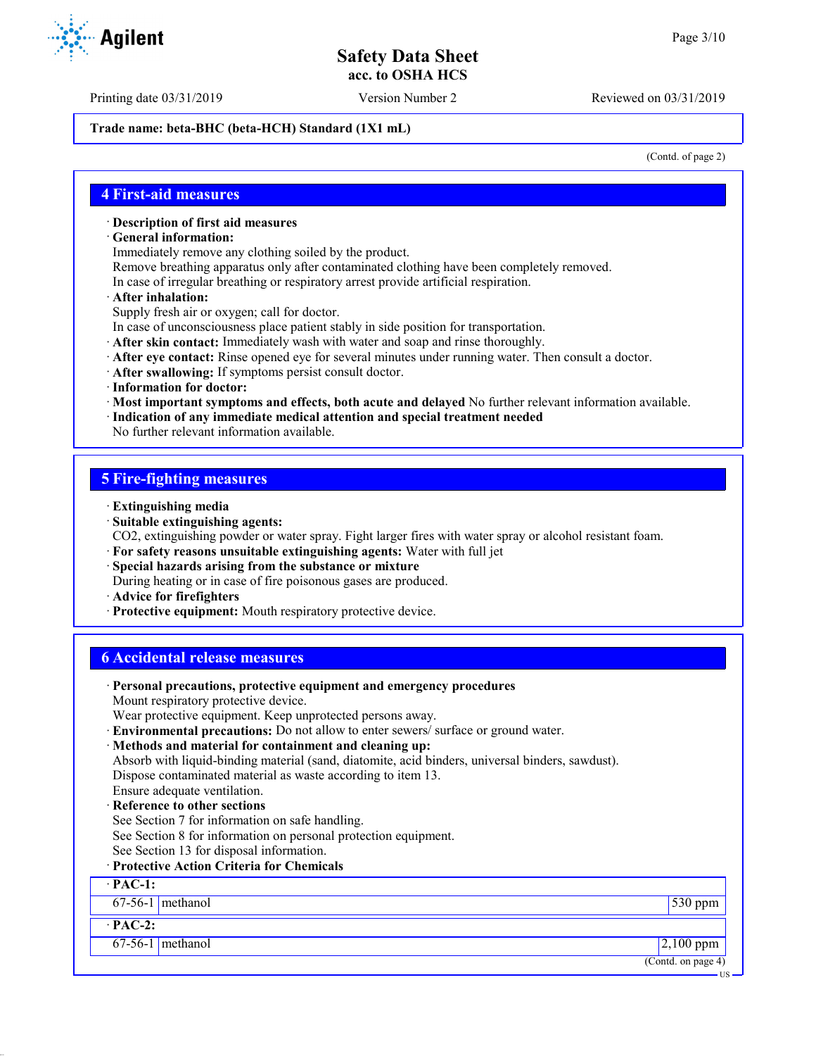Trade name: beta-BHC (beta-HCH) Standard (1X1 mL)

(Contd. of page 2)

## 4 First-aid measures

· **Description of first aid measures**
· **General information:**
Immediately remove any clothing soiled by the product.
Remove breathing apparatus only after contaminated clothing have been completely removed.
In case of irregular breathing or respiratory arrest provide artificial respiration.
· **After inhalation:**
Supply fresh air or oxygen; call for doctor.
In case of unconsciousness place patient stably in side position for transportation.
· **After skin contact:** Immediately wash with water and soap and rinse thoroughly.
· **After eye contact:** Rinse opened eye for several minutes under running water. Then consult a doctor.
· **After swallowing:** If symptoms persist consult doctor.
· **Information for doctor:**
· **Most important symptoms and effects, both acute and delayed** No further relevant information available.
· **Indication of any immediate medical attention and special treatment needed**
No further relevant information available.

## 5 Fire-fighting measures

· **Extinguishing media**
· **Suitable extinguishing agents:**
CO2, extinguishing powder or water spray. Fight larger fires with water spray or alcohol resistant foam.
· **For safety reasons unsuitable extinguishing agents:** Water with full jet
· **Special hazards arising from the substance or mixture**
During heating or in case of fire poisonous gases are produced.
· **Advice for firefighters**
· **Protective equipment:** Mouth respiratory protective device.

## 6 Accidental release measures

· **Personal precautions, protective equipment and emergency procedures**
Mount respiratory protective device.
Wear protective equipment. Keep unprotected persons away.
· **Environmental precautions:** Do not allow to enter sewers/ surface or ground water.
· **Methods and material for containment and cleaning up:**
Absorb with liquid-binding material (sand, diatomite, acid binders, universal binders, sawdust).
Dispose contaminated material as waste according to item 13.
Ensure adequate ventilation.
· **Reference to other sections**
See Section 7 for information on safe handling.
See Section 8 for information on personal protection equipment.
See Section 13 for disposal information.
· **Protective Action Criteria for Chemicals**

| · **PAC-1:** | | |
|---|---|---|
| 67-56-1 | methanol | 530 ppm |
| · **PAC-2:** | | |
| 67-56-1 | methanol | 2,100 ppm |

(Contd. on page 4)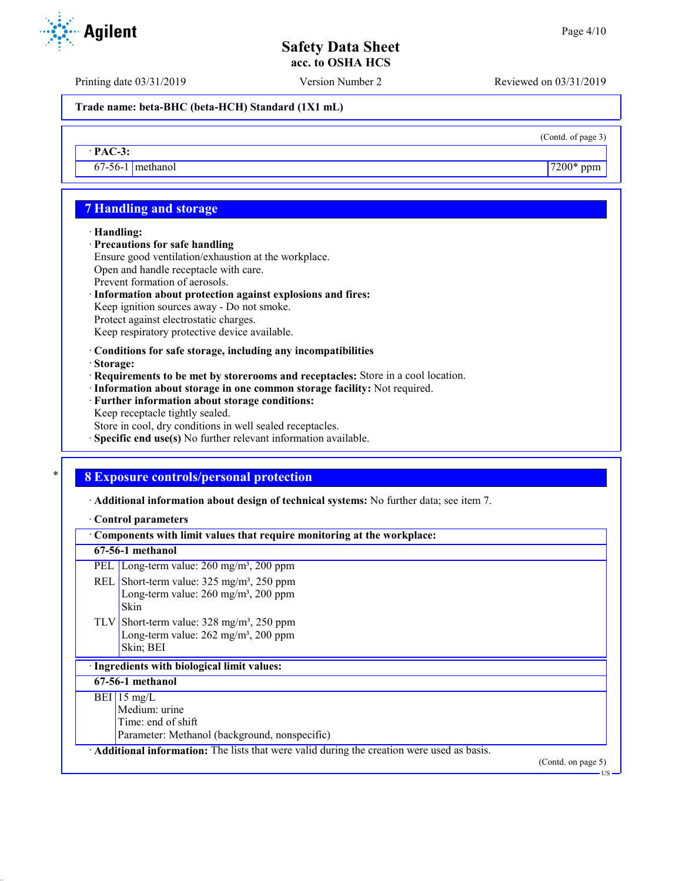Trade name: beta-BHC (beta-HCH) Standard (1X1 mL)

(Contd. of page 3)

· **PAC-3:**

| | | |
|---|---|---|
| 67-56-1 | methanol | 7200* ppm |

## 7 Handling and storage

· **Handling:**
· **Precautions for safe handling**
Ensure good ventilation/exhaustion at the workplace.
Open and handle receptacle with care.
Prevent formation of aerosols.
· **Information about protection against explosions and fires:**
Keep ignition sources away - Do not smoke.
Protect against electrostatic charges.
Keep respiratory protective device available.

· **Conditions for safe storage, including any incompatibilities**
· **Storage:**
· **Requirements to be met by storerooms and receptacles:** Store in a cool location.
· **Information about storage in one common storage facility:** Not required.
· **Further information about storage conditions:**
Keep receptacle tightly sealed.
Store in cool, dry conditions in well sealed receptacles.
· **Specific end use(s)** No further relevant information available.

## 8 Exposure controls/personal protection

· **Additional information about design of technical systems:** No further data; see item 7.

· **Control parameters**

· **Components with limit values that require monitoring at the workplace:**

**67-56-1 methanol**

| | |
|---|---|
| PEL | Long-term value: 260 mg/m³, 200 ppm |
| REL | Short-term value: 325 mg/m³, 250 ppm<br>Long-term value: 260 mg/m³, 200 ppm<br>Skin |
| TLV | Short-term value: 328 mg/m³, 250 ppm<br>Long-term value: 262 mg/m³, 200 ppm<br>Skin; BEI |

· **Ingredients with biological limit values:**

**67-56-1 methanol**

| | |
|---|---|
| BEI | 15 mg/L<br>Medium: urine<br>Time: end of shift<br>Parameter: Methanol (background, nonspecific) |

· **Additional information:** The lists that were valid during the creation were used as basis.

(Contd. on page 5)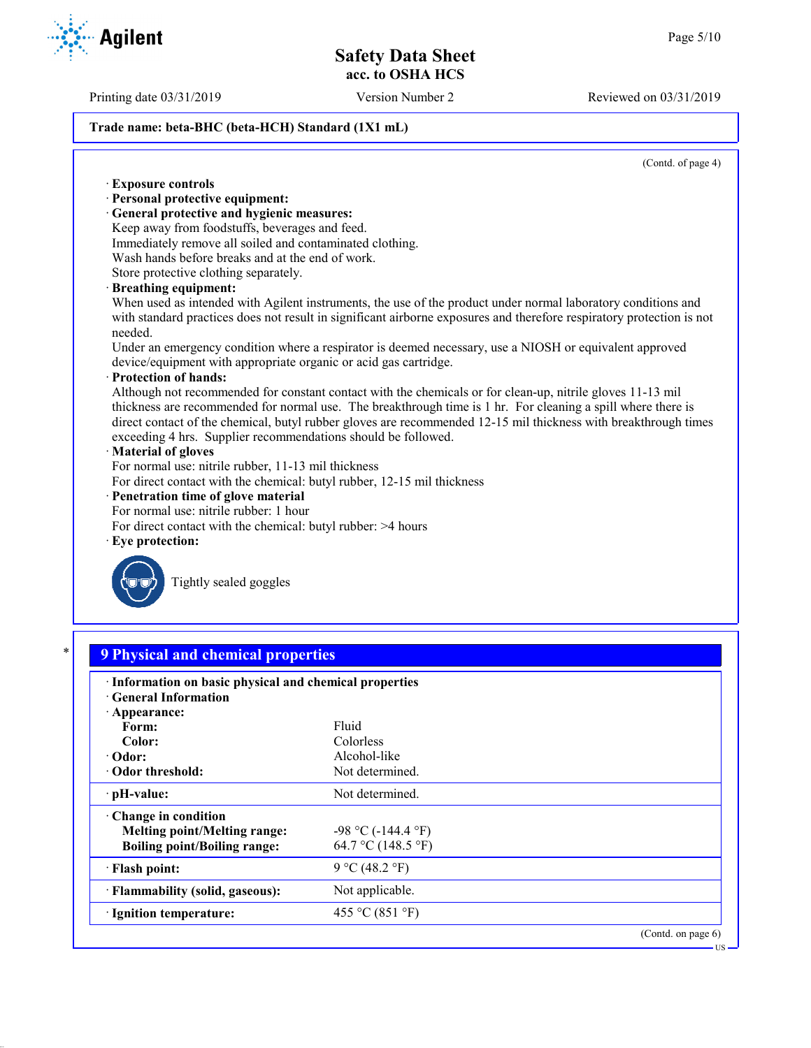Trade name: beta-BHC (beta-HCH) Standard (1X1 mL)

(Contd. of page 4)

· **Exposure controls**
· **Personal protective equipment:**
· **General protective and hygienic measures:**
Keep away from foodstuffs, beverages and feed.
Immediately remove all soiled and contaminated clothing.
Wash hands before breaks and at the end of work.
Store protective clothing separately.
· **Breathing equipment:**
When used as intended with Agilent instruments, the use of the product under normal laboratory conditions and with standard practices does not result in significant airborne exposures and therefore respiratory protection is not needed.
Under an emergency condition where a respirator is deemed necessary, use a NIOSH or equivalent approved device/equipment with appropriate organic or acid gas cartridge.
· **Protection of hands:**
Although not recommended for constant contact with the chemicals or for clean-up, nitrile gloves 11-13 mil thickness are recommended for normal use. The breakthrough time is 1 hr. For cleaning a spill where there is direct contact of the chemical, butyl rubber gloves are recommended 12-15 mil thickness with breakthrough times exceeding 4 hrs. Supplier recommendations should be followed.
· **Material of gloves**
For normal use: nitrile rubber, 11-13 mil thickness
For direct contact with the chemical: butyl rubber, 12-15 mil thickness
· **Penetration time of glove material**
For normal use: nitrile rubber: 1 hour
For direct contact with the chemical: butyl rubber: >4 hours
· **Eye protection:**

Tightly sealed goggles

## 9 Physical and chemical properties

· **Information on basic physical and chemical properties**
· **General Information**

| | |
|---|---|
| · **Appearance:** | |
| **Form:** | Fluid |
| **Color:** | Colorless |
| · **Odor:** | Alcohol-like |
| · **Odor threshold:** | Not determined. |
| · **pH-value:** | Not determined. |
| · **Change in condition** | |
| **Melting point/Melting range:** | -98 °C (-144.4 °F) |
| **Boiling point/Boiling range:** | 64.7 °C (148.5 °F) |
| · **Flash point:** | 9 °C (48.2 °F) |
| · **Flammability (solid, gaseous):** | Not applicable. |
| · **Ignition temperature:** | 455 °C (851 °F) |

(Contd. on page 6)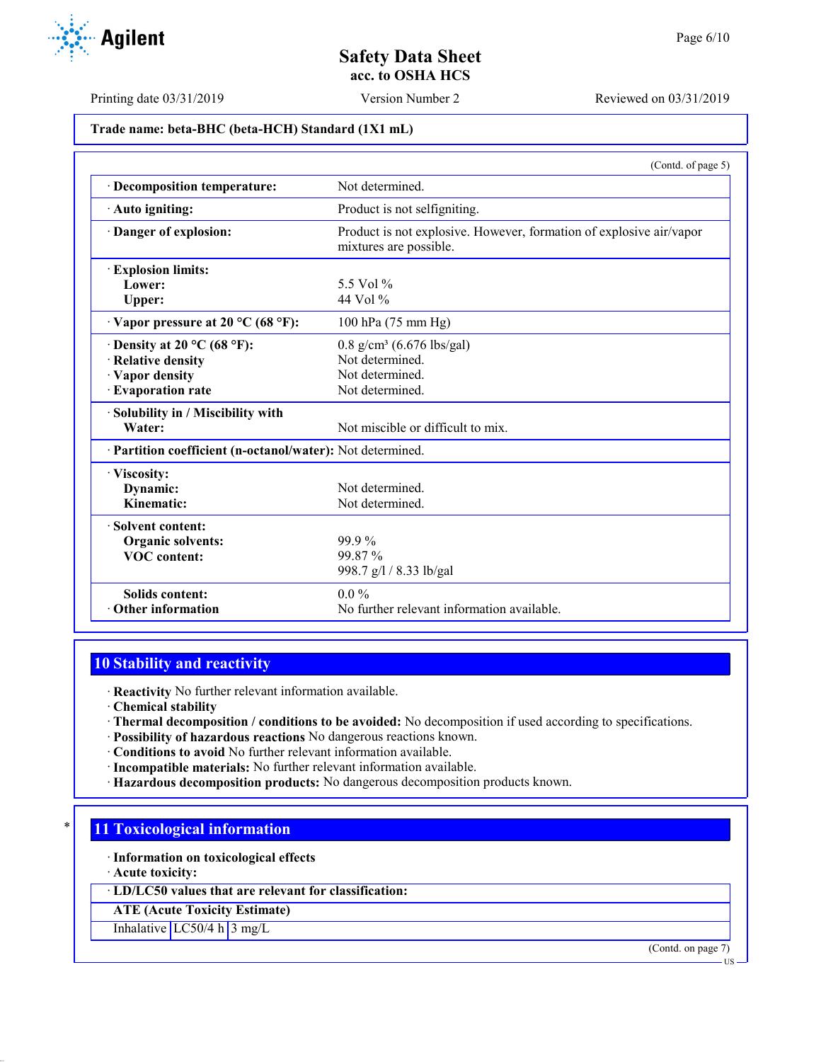Trade name: beta-BHC (beta-HCH) Standard (1X1 mL)

(Contd. of page 5)

| | |
|---|---|
| · **Decomposition temperature:** | Not determined. |
| · **Auto igniting:** | Product is not selfigniting. |
| · **Danger of explosion:** | Product is not explosive. However, formation of explosive air/vapor mixtures are possible. |
| · **Explosion limits:** | |
| **Lower:** | 5.5 Vol % |
| **Upper:** | 44 Vol % |
| · **Vapor pressure at 20 °C (68 °F):** | 100 hPa (75 mm Hg) |
| · **Density at 20 °C (68 °F):** | 0.8 g/cm³ (6.676 lbs/gal) |
| · **Relative density** | Not determined. |
| · **Vapor density** | Not determined. |
| · **Evaporation rate** | Not determined. |
| · **Solubility in / Miscibility with** | |
| **Water:** | Not miscible or difficult to mix. |
| · **Partition coefficient (n-octanol/water):** | Not determined. |
| · **Viscosity:** | |
| **Dynamic:** | Not determined. |
| **Kinematic:** | Not determined. |
| · **Solvent content:** | |
| **Organic solvents:** | 99.9 % |
| **VOC content:** | 99.87 % |
| | 998.7 g/l / 8.33 lb/gal |
| **Solids content:** | 0.0 % |
| · **Other information** | No further relevant information available. |

## 10 Stability and reactivity

· **Reactivity** No further relevant information available.
· **Chemical stability**
· **Thermal decomposition / conditions to be avoided:** No decomposition if used according to specifications.
· **Possibility of hazardous reactions** No dangerous reactions known.
· **Conditions to avoid** No further relevant information available.
· **Incompatible materials:** No further relevant information available.
· **Hazardous decomposition products:** No dangerous decomposition products known.

## * 11 Toxicological information

· **Information on toxicological effects**
· **Acute toxicity:**

| · **LD/LC50 values that are relevant for classification:** | | |
|---|---|---|
| **ATE (Acute Toxicity Estimate)** | | |
| Inhalative | LC50/4 h | 3 mg/L |

(Contd. on page 7)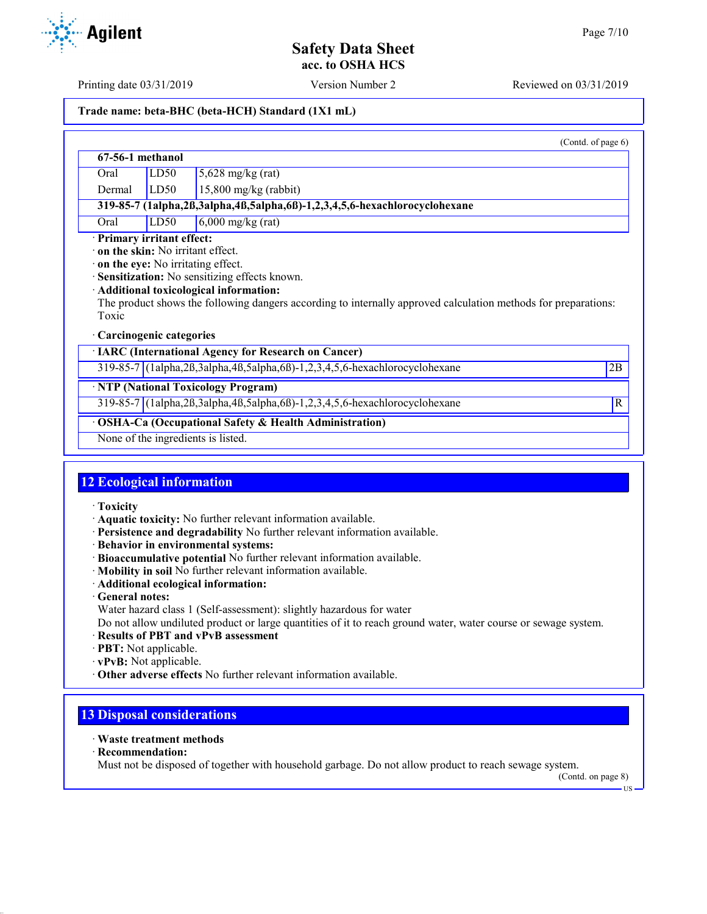Trade name: beta-BHC (beta-HCH) Standard (1X1 mL)

(Contd. of page 6)

| 67-56-1 methanol | | |
|---|---|---|
| Oral | LD50 | 5,628 mg/kg (rat) |
| Dermal | LD50 | 15,800 mg/kg (rabbit) |
| **319-85-7 (1alpha,2ß,3alpha,4ß,5alpha,6ß)-1,2,3,4,5,6-hexachlorocyclohexane** | | |
| Oral | LD50 | 6,000 mg/kg (rat) |

· **Primary irritant effect:**
· **on the skin:** No irritant effect.
· **on the eye:** No irritating effect.
· **Sensitization:** No sensitizing effects known.
· **Additional toxicological information:**
The product shows the following dangers according to internally approved calculation methods for preparations:
Toxic

· **Carcinogenic categories**

| · IARC (International Agency for Research on Cancer) | | |
|---|---|---|
| 319-85-7 | (1alpha,2ß,3alpha,4ß,5alpha,6ß)-1,2,3,4,5,6-hexachlorocyclohexane | 2B |

| · NTP (National Toxicology Program) | | |
|---|---|---|
| 319-85-7 | (1alpha,2ß,3alpha,4ß,5alpha,6ß)-1,2,3,4,5,6-hexachlorocyclohexane | R |

| · OSHA-Ca (Occupational Safety & Health Administration) |
|---|
| None of the ingredients is listed. |

## 12 Ecological information

· **Toxicity**
· **Aquatic toxicity:** No further relevant information available.
· **Persistence and degradability** No further relevant information available.
· **Behavior in environmental systems:**
· **Bioaccumulative potential** No further relevant information available.
· **Mobility in soil** No further relevant information available.
· **Additional ecological information:**
· **General notes:**
Water hazard class 1 (Self-assessment): slightly hazardous for water
Do not allow undiluted product or large quantities of it to reach ground water, water course or sewage system.
· **Results of PBT and vPvB assessment**
· **PBT:** Not applicable.
· **vPvB:** Not applicable.
· **Other adverse effects** No further relevant information available.

## 13 Disposal considerations

· **Waste treatment methods**
· **Recommendation:**
Must not be disposed of together with household garbage. Do not allow product to reach sewage system.

(Contd. on page 8)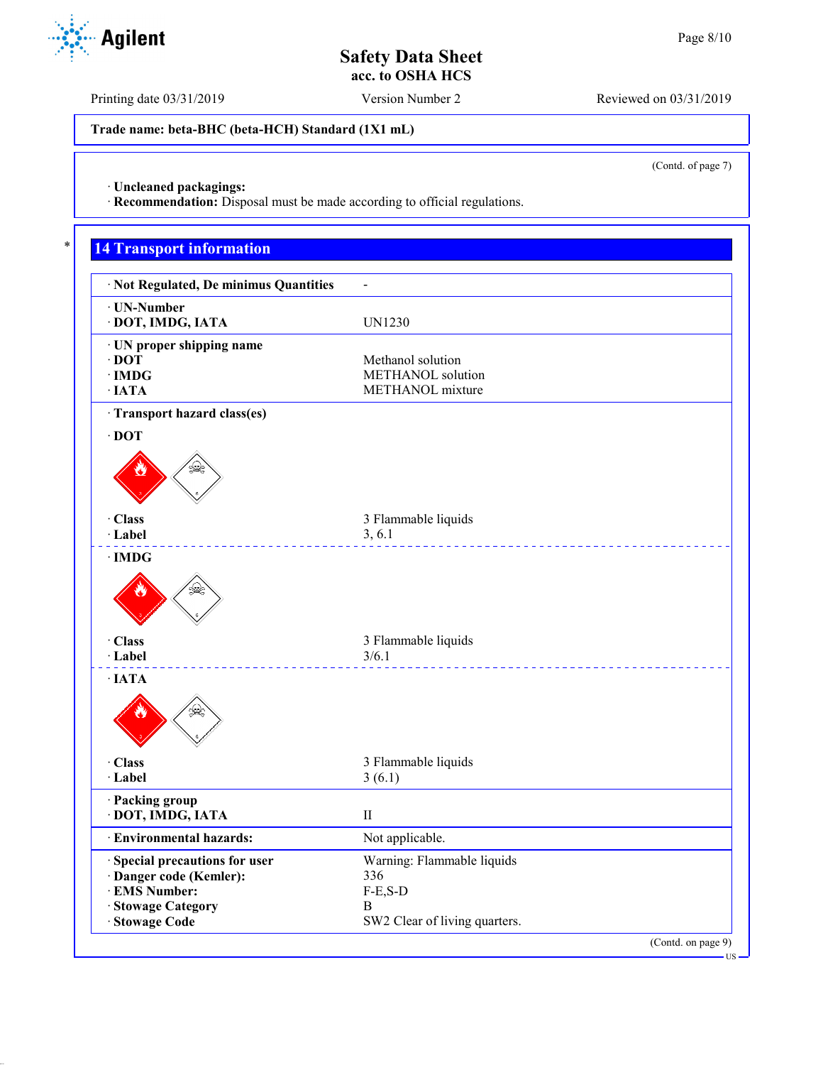Trade name: beta-BHC (beta-HCH) Standard (1X1 mL)

(Contd. of page 7)

· **Uncleaned packagings:**
· **Recommendation:** Disposal must be made according to official regulations.

## 14 Transport information

| | |
|---|---|
| · **Not Regulated, De minimus Quantities** | - |
| · **UN-Number** | |
| · **DOT, IMDG, IATA** | UN1230 |
| · **UN proper shipping name** | |
| · **DOT** | Methanol solution |
| · **IMDG** | METHANOL solution |
| · **IATA** | METHANOL mixture |
| · **Transport hazard class(es)** | |
| · **DOT** | |
| · **Class** | 3 Flammable liquids |
| · **Label** | 3, 6.1 |
| · **IMDG** | |
| · **Class** | 3 Flammable liquids |
| · **Label** | 3/6.1 |
| · **IATA** | |
| · **Class** | 3 Flammable liquids |
| · **Label** | 3 (6.1) |
| · **Packing group** | |
| · **DOT, IMDG, IATA** | II |
| · **Environmental hazards:** | Not applicable. |
| · **Special precautions for user** | Warning: Flammable liquids |
| · **Danger code (Kemler):** | 336 |
| · **EMS Number:** | F-E,S-D |
| · **Stowage Category** | B |
| · **Stowage Code** | SW2 Clear of living quarters. |

(Contd. on page 9)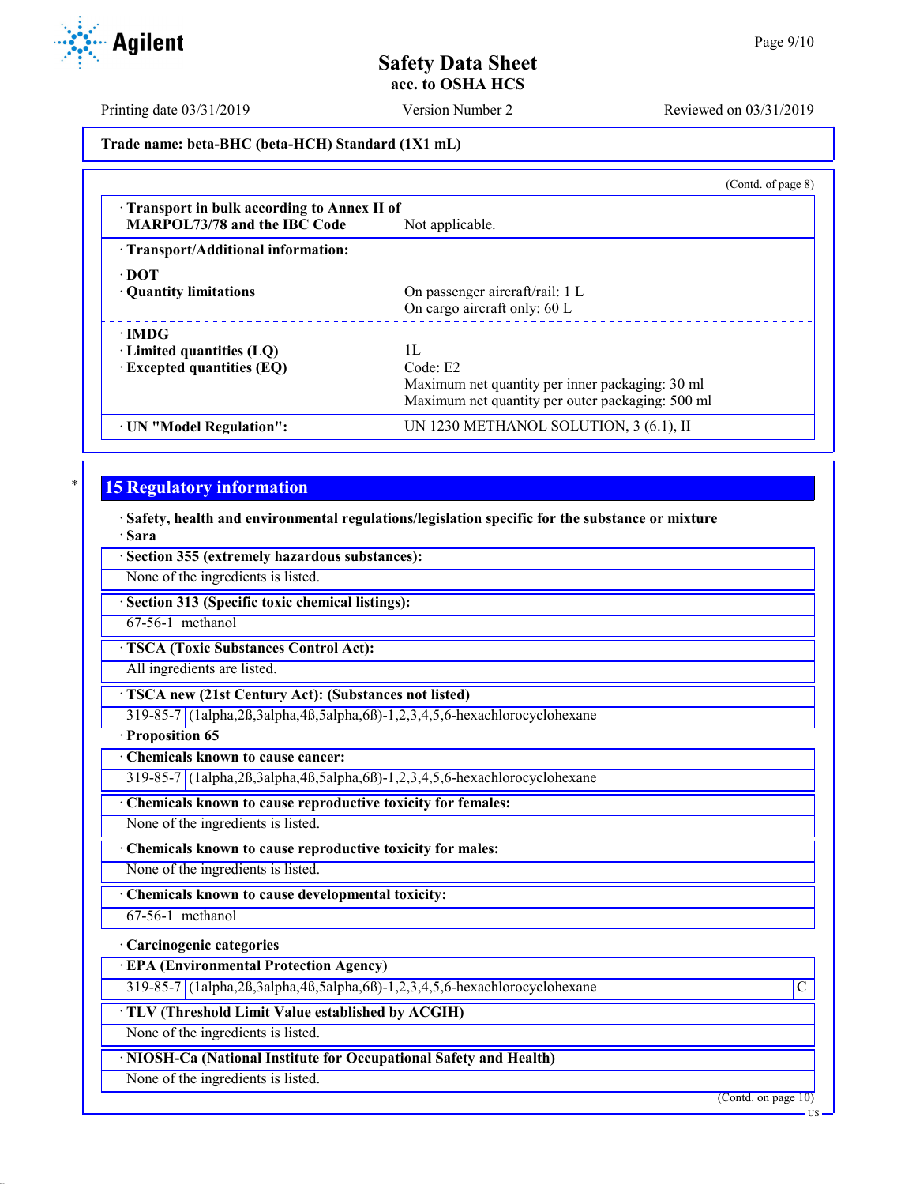Trade name: beta-BHC (beta-HCH) Standard (1X1 mL)

(Contd. of page 8)

| | |
|---|---|
| · **Transport in bulk according to Annex II of MARPOL73/78 and the IBC Code** | Not applicable. |
| · **Transport/Additional information:** | |
| · **DOT** | |
| · **Quantity limitations** | On passenger aircraft/rail: 1 L<br>On cargo aircraft only: 60 L |
| · **IMDG** | |
| · **Limited quantities (LQ)** | 1L |
| · **Excepted quantities (EQ)** | Code: E2<br>Maximum net quantity per inner packaging: 30 ml<br>Maximum net quantity per outer packaging: 500 ml |
| · **UN "Model Regulation":** | UN 1230 METHANOL SOLUTION, 3 (6.1), II |

## 15 Regulatory information

· **Safety, health and environmental regulations/legislation specific for the substance or mixture**

· **Sara**

· **Section 355 (extremely hazardous substances):**

None of the ingredients is listed.

· **Section 313 (Specific toxic chemical listings):**

| | |
|---|---|
| 67-56-1 | methanol |

· **TSCA (Toxic Substances Control Act):**

All ingredients are listed.

· **TSCA new (21st Century Act): (Substances not listed)**

| | |
|---|---|
| 319-85-7 | (1alpha,2ß,3alpha,4ß,5alpha,6ß)-1,2,3,4,5,6-hexachlorocyclohexane |

· **Proposition 65**

· **Chemicals known to cause cancer:**

| | |
|---|---|
| 319-85-7 | (1alpha,2ß,3alpha,4ß,5alpha,6ß)-1,2,3,4,5,6-hexachlorocyclohexane |

· **Chemicals known to cause reproductive toxicity for females:**

None of the ingredients is listed.

· **Chemicals known to cause reproductive toxicity for males:**

None of the ingredients is listed.

· **Chemicals known to cause developmental toxicity:**

| | |
|---|---|
| 67-56-1 | methanol |

· **Carcinogenic categories**

· **EPA (Environmental Protection Agency)**

| | | |
|---|---|---|
| 319-85-7 | (1alpha,2ß,3alpha,4ß,5alpha,6ß)-1,2,3,4,5,6-hexachlorocyclohexane | C |

· **TLV (Threshold Limit Value established by ACGIH)**

None of the ingredients is listed.

· **NIOSH-Ca (National Institute for Occupational Safety and Health)**

None of the ingredients is listed.

(Contd. on page 10)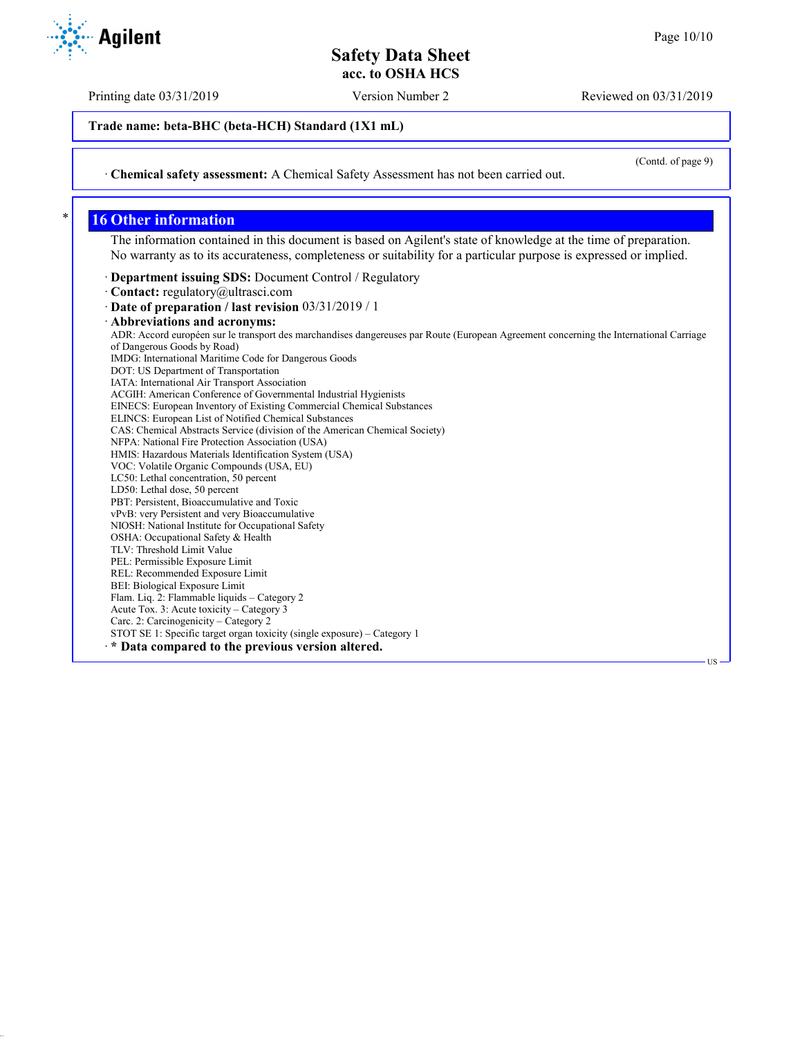(Contd. of page 9)

· **Chemical safety assessment:** A Chemical Safety Assessment has not been carried out.

## * 16 Other information

The information contained in this document is based on Agilent's state of knowledge at the time of preparation. No warranty as to its accurateness, completeness or suitability for a particular purpose is expressed or implied.

· **Department issuing SDS:** Document Control / Regulatory
· **Contact:** regulatory@ultrasci.com
· **Date of preparation / last revision** 03/31/2019 / 1
· **Abbreviations and acronyms:**

ADR: Accord européen sur le transport des marchandises dangereuses par Route (European Agreement concerning the International Carriage of Dangerous Goods by Road)
IMDG: International Maritime Code for Dangerous Goods
DOT: US Department of Transportation
IATA: International Air Transport Association
ACGIH: American Conference of Governmental Industrial Hygienists
EINECS: European Inventory of Existing Commercial Chemical Substances
ELINCS: European List of Notified Chemical Substances
CAS: Chemical Abstracts Service (division of the American Chemical Society)
NFPA: National Fire Protection Association (USA)
HMIS: Hazardous Materials Identification System (USA)
VOC: Volatile Organic Compounds (USA, EU)
LC50: Lethal concentration, 50 percent
LD50: Lethal dose, 50 percent
PBT: Persistent, Bioaccumulative and Toxic
vPvB: very Persistent and very Bioaccumulative
NIOSH: National Institute for Occupational Safety
OSHA: Occupational Safety & Health
TLV: Threshold Limit Value
PEL: Permissible Exposure Limit
REL: Recommended Exposure Limit
BEI: Biological Exposure Limit
Flam. Liq. 2: Flammable liquids – Category 2
Acute Tox. 3: Acute toxicity – Category 3
Carc. 2: Carcinogenicity – Category 2
STOT SE 1: Specific target organ toxicity (single exposure) – Category 1

· **\* Data compared to the previous version altered.**

US